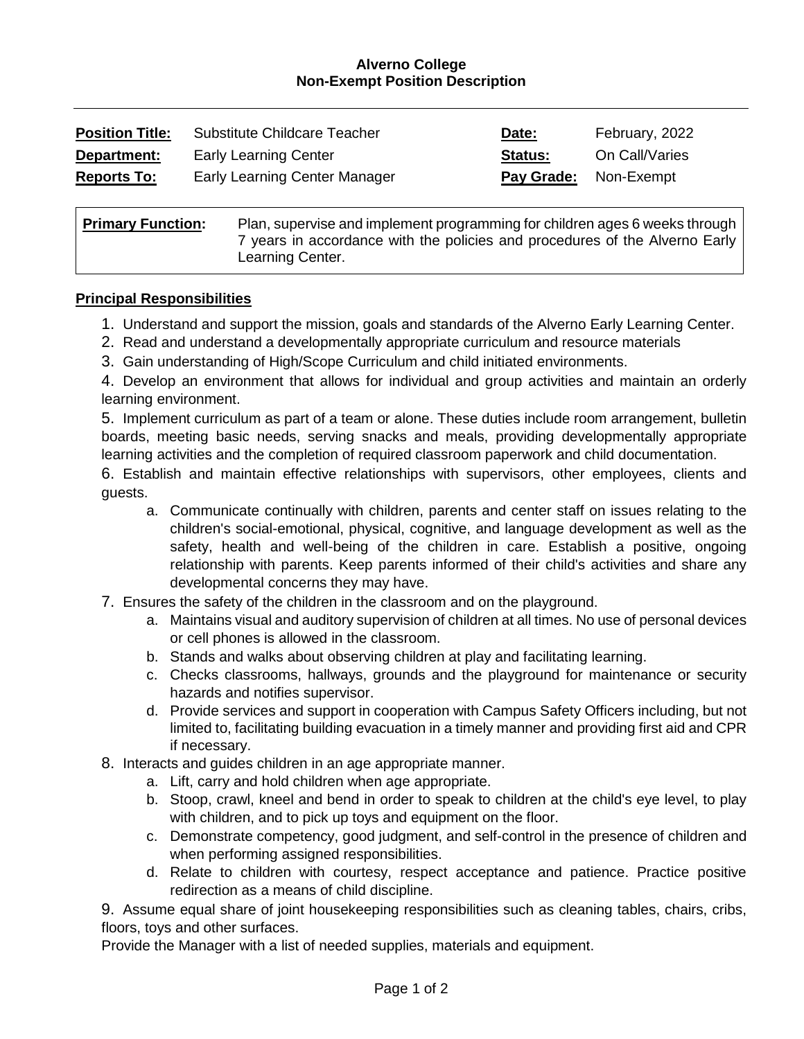**Alverno College**
**Non-Exempt Position Description**

| **Position Title:** | Substitute Childcare Teacher | **Date:** | February, 2022 |
|---|---|---|---|
| **Department:** | Early Learning Center | **Status:** | On Call/Varies |
| **Reports To:** | Early Learning Center Manager | **Pay Grade:** | Non-Exempt |

| **Primary Function:** | Plan, supervise and implement programming for children ages 6 weeks through 7 years in accordance with the policies and procedures of the Alverno Early Learning Center. |
|---|---|

## Principal Responsibilities

1. Understand and support the mission, goals and standards of the Alverno Early Learning Center.
2. Read and understand a developmentally appropriate curriculum and resource materials
3. Gain understanding of High/Scope Curriculum and child initiated environments.
4. Develop an environment that allows for individual and group activities and maintain an orderly learning environment.
5. Implement curriculum as part of a team or alone. These duties include room arrangement, bulletin boards, meeting basic needs, serving snacks and meals, providing developmentally appropriate learning activities and the completion of required classroom paperwork and child documentation.
6. Establish and maintain effective relationships with supervisors, other employees, clients and guests.
    a. Communicate continually with children, parents and center staff on issues relating to the children's social-emotional, physical, cognitive, and language development as well as the safety, health and well-being of the children in care. Establish a positive, ongoing relationship with parents. Keep parents informed of their child's activities and share any developmental concerns they may have.
7. Ensures the safety of the children in the classroom and on the playground.
    a. Maintains visual and auditory supervision of children at all times. No use of personal devices or cell phones is allowed in the classroom.
    b. Stands and walks about observing children at play and facilitating learning.
    c. Checks classrooms, hallways, grounds and the playground for maintenance or security hazards and notifies supervisor.
    d. Provide services and support in cooperation with Campus Safety Officers including, but not limited to, facilitating building evacuation in a timely manner and providing first aid and CPR if necessary.
8. Interacts and guides children in an age appropriate manner.
    a. Lift, carry and hold children when age appropriate.
    b. Stoop, crawl, kneel and bend in order to speak to children at the child's eye level, to play with children, and to pick up toys and equipment on the floor.
    c. Demonstrate competency, good judgment, and self-control in the presence of children and when performing assigned responsibilities.
    d. Relate to children with courtesy, respect acceptance and patience. Practice positive redirection as a means of child discipline.
9. Assume equal share of joint housekeeping responsibilities such as cleaning tables, chairs, cribs, floors, toys and other surfaces.

Provide the Manager with a list of needed supplies, materials and equipment.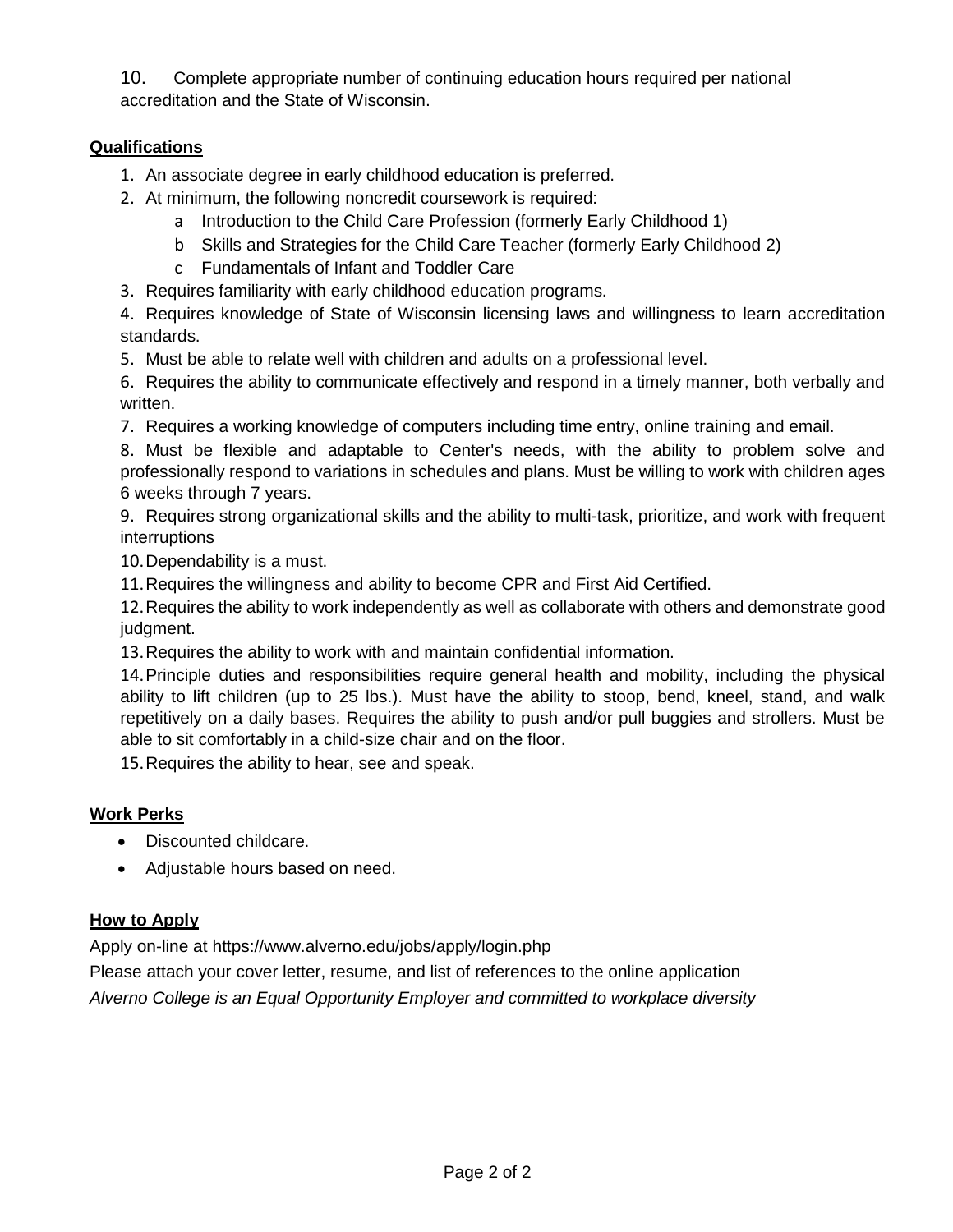10. Complete appropriate number of continuing education hours required per national accreditation and the State of Wisconsin.

**Qualifications**

1. An associate degree in early childhood education is preferred.
2. At minimum, the following noncredit coursework is required:
    a. Introduction to the Child Care Profession (formerly Early Childhood 1)
    b. Skills and Strategies for the Child Care Teacher (formerly Early Childhood 2)
    c. Fundamentals of Infant and Toddler Care
3. Requires familiarity with early childhood education programs.
4. Requires knowledge of State of Wisconsin licensing laws and willingness to learn accreditation standards.
5. Must be able to relate well with children and adults on a professional level.
6. Requires the ability to communicate effectively and respond in a timely manner, both verbally and written.
7. Requires a working knowledge of computers including time entry, online training and email.
8. Must be flexible and adaptable to Center's needs, with the ability to problem solve and professionally respond to variations in schedules and plans. Must be willing to work with children ages 6 weeks through 7 years.
9. Requires strong organizational skills and the ability to multi-task, prioritize, and work with frequent interruptions
10. Dependability is a must.
11. Requires the willingness and ability to become CPR and First Aid Certified.
12. Requires the ability to work independently as well as collaborate with others and demonstrate good judgment.
13. Requires the ability to work with and maintain confidential information.
14. Principle duties and responsibilities require general health and mobility, including the physical ability to lift children (up to 25 lbs.). Must have the ability to stoop, bend, kneel, stand, and walk repetitively on a daily bases. Requires the ability to push and/or pull buggies and strollers. Must be able to sit comfortably in a child-size chair and on the floor.
15. Requires the ability to hear, see and speak.

**Work Perks**

- Discounted childcare.
- Adjustable hours based on need.

**How to Apply**

Apply on-line at https://www.alverno.edu/jobs/apply/login.php

Please attach your cover letter, resume, and list of references to the online application

*Alverno College is an Equal Opportunity Employer and committed to workplace diversity*